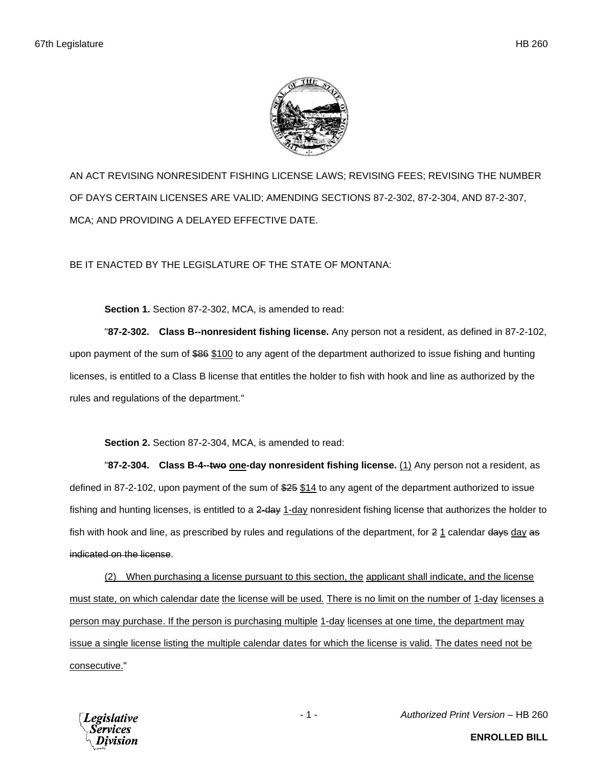AN ACT REVISING NONRESIDENT FISHING LICENSE LAWS; REVISING FEES; REVISING THE NUMBER OF DAYS CERTAIN LICENSES ARE VALID; AMENDING SECTIONS 87-2-302, 87-2-304, AND 87-2-307, MCA; AND PROVIDING A DELAYED EFFECTIVE DATE.

BE IT ENACTED BY THE LEGISLATURE OF THE STATE OF MONTANA:

**Section 1.** Section 87-2-302, MCA, is amended to read:

"**87-2-302. Class B--nonresident fishing license.** Any person not a resident, as defined in 87-2-102, upon payment of the sum of ~~$86~~ <u>$100</u> to any agent of the department authorized to issue fishing and hunting licenses, is entitled to a Class B license that entitles the holder to fish with hook and line as authorized by the rules and regulations of the department."

**Section 2.** Section 87-2-304, MCA, is amended to read:

"**87-2-304. Class B-4--~~two~~ <u>one</u>-day nonresident fishing license.** <u>(1)</u> Any person not a resident, as defined in 87-2-102, upon payment of the sum of ~~$25~~ <u>$14</u> to any agent of the department authorized to issue fishing and hunting licenses, is entitled to a ~~2-day~~ <u>1-day</u> nonresident fishing license that authorizes the holder to fish with hook and line, as prescribed by rules and regulations of the department, for ~~2~~ <u>1</u> calendar ~~days~~ <u>day</u> ~~as indicated on the license~~.

<u>(2) When purchasing a license pursuant to this section, the applicant shall indicate, and the license must state, on which calendar date the license will be used. There is no limit on the number of 1-day licenses a person may purchase. If the person is purchasing multiple 1-day licenses at one time, the department may issue a single license listing the multiple calendar dates for which the license is valid. The dates need not be consecutive.</u>"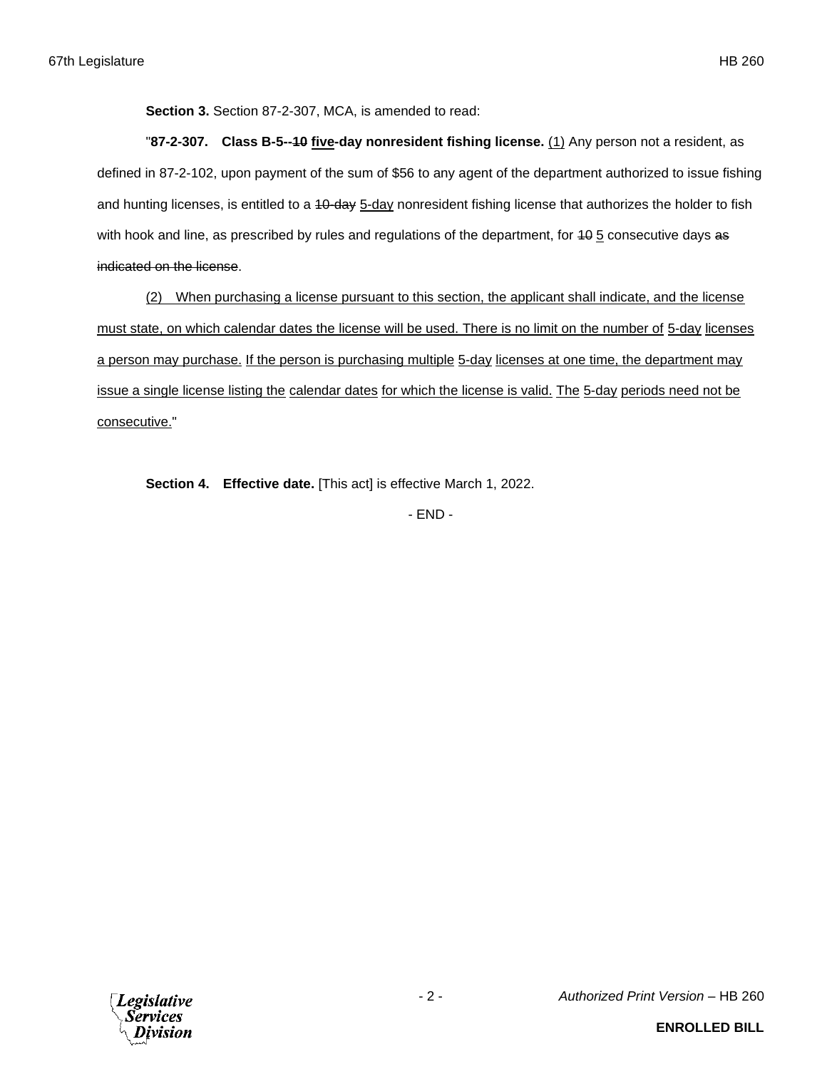**Section 3.** Section 87-2-307, MCA, is amended to read:

"**87-2-307. Class B-5--~~10~~ <u>five</u>-day nonresident fishing license.** <u>(1)</u> Any person not a resident, as defined in 87-2-102, upon payment of the sum of $56 to any agent of the department authorized to issue fishing and hunting licenses, is entitled to a ~~10-day~~ <u>5-day</u> nonresident fishing license that authorizes the holder to fish with hook and line, as prescribed by rules and regulations of the department, for ~~10~~ <u>5</u> consecutive days ~~as indicated on the license~~.

<u>(2) When purchasing a license pursuant to this section, the applicant shall indicate, and the license must state, on which calendar dates the license will be used. There is no limit on the number of 5-day licenses a person may purchase. If the person is purchasing multiple 5-day licenses at one time, the department may issue a single license listing the calendar dates for which the license is valid. The 5-day periods need not be consecutive.</u>"

**Section 4. Effective date.** [This act] is effective March 1, 2022.

- END -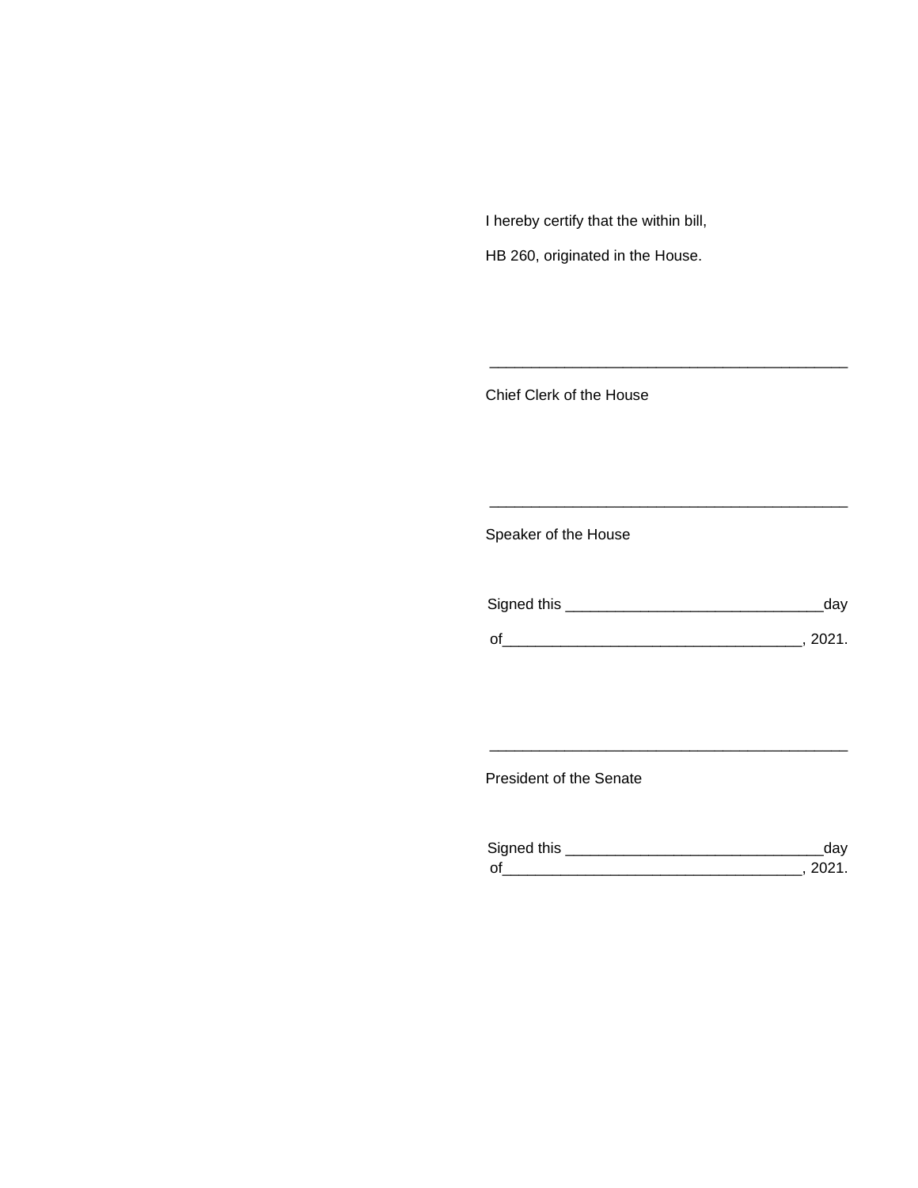I hereby certify that the within bill,

HB 260, originated in the House.

___________________________________________

Chief Clerk of the House

___________________________________________

Speaker of the House

Signed this ______________________________day

of___________________________________, 2021.

___________________________________________

President of the Senate

Signed this ______________________________day

of___________________________________, 2021.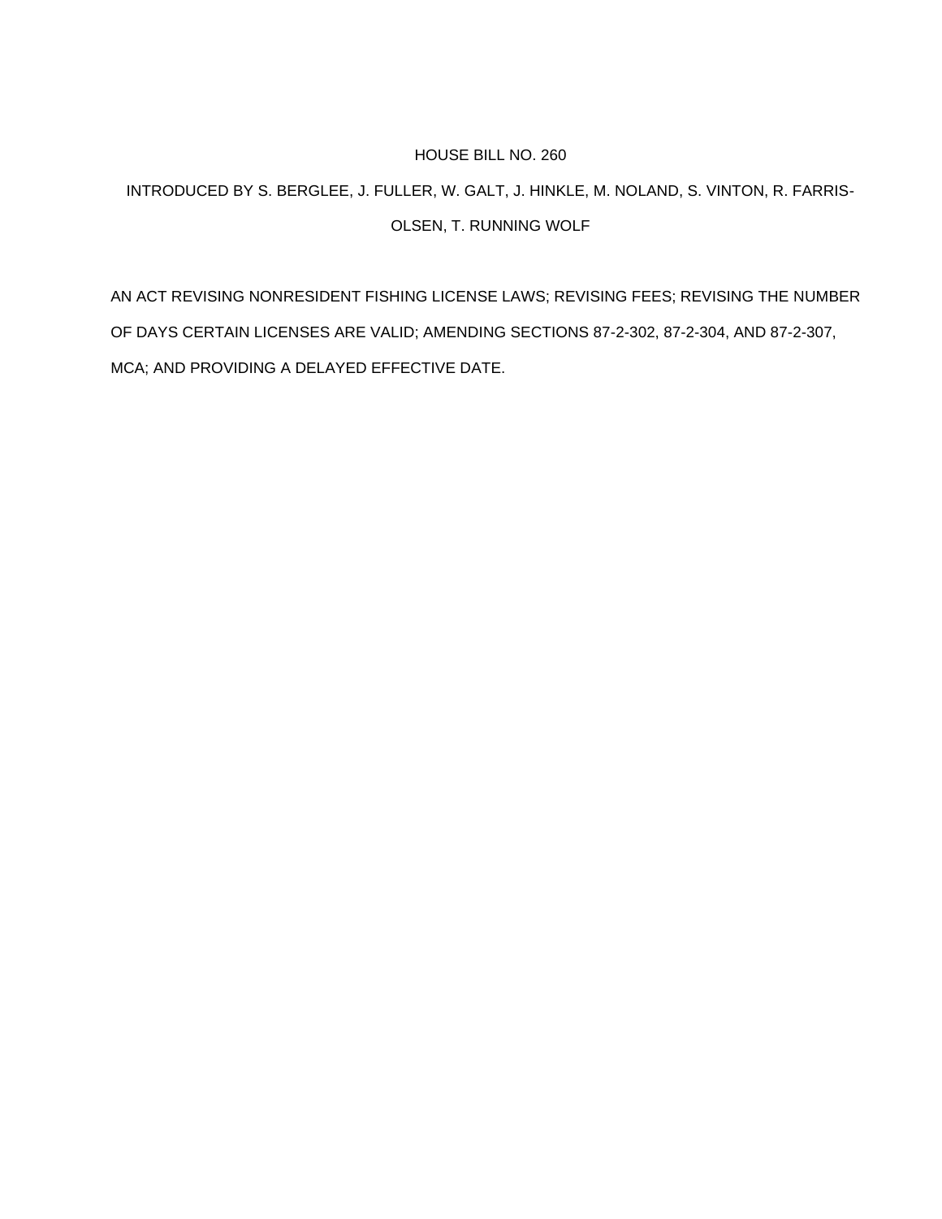HOUSE BILL NO. 260

INTRODUCED BY S. BERGLEE, J. FULLER, W. GALT, J. HINKLE, M. NOLAND, S. VINTON, R. FARRIS-OLSEN, T. RUNNING WOLF

AN ACT REVISING NONRESIDENT FISHING LICENSE LAWS; REVISING FEES; REVISING THE NUMBER OF DAYS CERTAIN LICENSES ARE VALID; AMENDING SECTIONS 87-2-302, 87-2-304, AND 87-2-307, MCA; AND PROVIDING A DELAYED EFFECTIVE DATE.